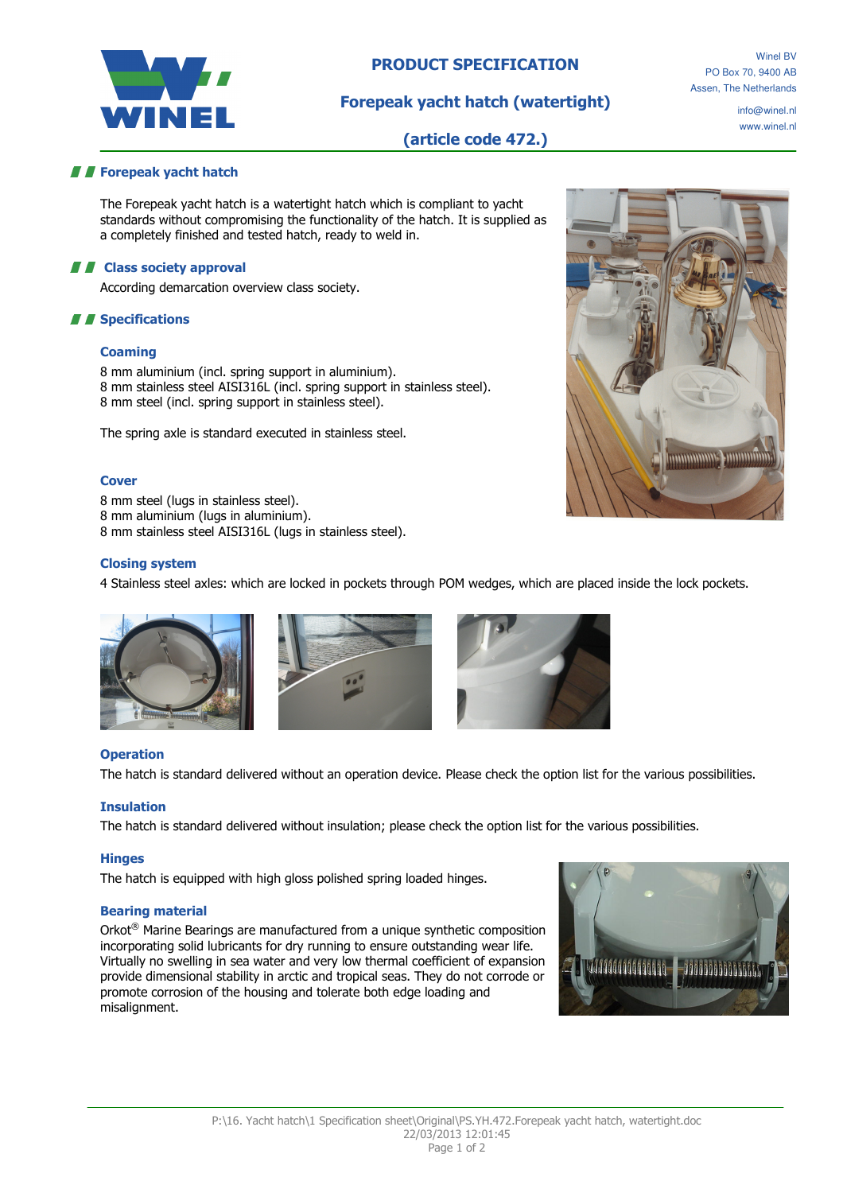# PRODUCT SPECIFICATION

## Forepeak yacht hatch (watertight)

## (article code 472.)

Winel BV
PO Box 70, 9400 AB
Assen, The Netherlands

info@winel.nl
www.winel.nl

## Forepeak yacht hatch

The Forepeak yacht hatch is a watertight hatch which is compliant to yacht standards without compromising the functionality of the hatch. It is supplied as a completely finished and tested hatch, ready to weld in.

## Class society approval

According demarcation overview class society.

## Specifications

### Coaming

8 mm aluminium (incl. spring support in aluminium).
8 mm stainless steel AISI316L (incl. spring support in stainless steel).
8 mm steel (incl. spring support in stainless steel).

The spring axle is standard executed in stainless steel.

### Cover

8 mm steel (lugs in stainless steel).
8 mm aluminium (lugs in aluminium).
8 mm stainless steel AISI316L (lugs in stainless steel).

### Closing system

4 Stainless steel axles: which are locked in pockets through POM wedges, which are placed inside the lock pockets.

### Operation

The hatch is standard delivered without an operation device. Please check the option list for the various possibilities.

### Insulation

The hatch is standard delivered without insulation; please check the option list for the various possibilities.

### Hinges

The hatch is equipped with high gloss polished spring loaded hinges.

### Bearing material

Orkot® Marine Bearings are manufactured from a unique synthetic composition incorporating solid lubricants for dry running to ensure outstanding wear life. Virtually no swelling in sea water and very low thermal coefficient of expansion provide dimensional stability in arctic and tropical seas. They do not corrode or promote corrosion of the housing and tolerate both edge loading and misalignment.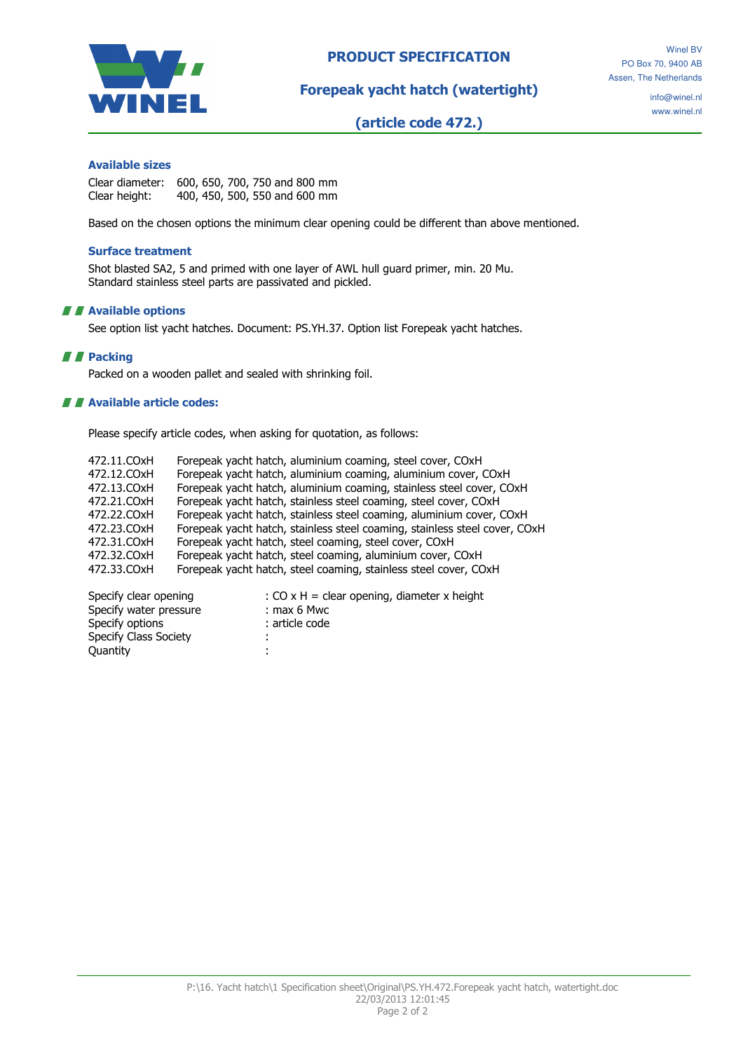# PRODUCT SPECIFICATION

## Forepeak yacht hatch (watertight)

## (article code 472.)

Winel BV
PO Box 70, 9400 AB
Assen, The Netherlands

info@winel.nl
www.winel.nl

### Available sizes

Clear diameter: 600, 650, 700, 750 and 800 mm
Clear height: 400, 450, 500, 550 and 600 mm

Based on the chosen options the minimum clear opening could be different than above mentioned.

### Surface treatment

Shot blasted SA2, 5 and primed with one layer of AWL hull guard primer, min. 20 Mu.
Standard stainless steel parts are passivated and pickled.

### Available options

See option list yacht hatches. Document: PS.YH.37. Option list Forepeak yacht hatches.

### Packing

Packed on a wooden pallet and sealed with shrinking foil.

### Available article codes:

Please specify article codes, when asking for quotation, as follows:

| | |
|---|---|
| 472.11.COxH | Forepeak yacht hatch, aluminium coaming, steel cover, COxH |
| 472.12.COxH | Forepeak yacht hatch, aluminium coaming, aluminium cover, COxH |
| 472.13.COxH | Forepeak yacht hatch, aluminium coaming, stainless steel cover, COxH |
| 472.21.COxH | Forepeak yacht hatch, stainless steel coaming, steel cover, COxH |
| 472.22.COxH | Forepeak yacht hatch, stainless steel coaming, aluminium cover, COxH |
| 472.23.COxH | Forepeak yacht hatch, stainless steel coaming, stainless steel cover, COxH |
| 472.31.COxH | Forepeak yacht hatch, steel coaming, steel cover, COxH |
| 472.32.COxH | Forepeak yacht hatch, steel coaming, aluminium cover, COxH |
| 472.33.COxH | Forepeak yacht hatch, steel coaming, stainless steel cover, COxH |

| | |
|---|---|
| Specify clear opening | : CO x H = clear opening, diameter x height |
| Specify water pressure | : max 6 Mwc |
| Specify options | : article code |
| Specify Class Society | : |
| Quantity | : |

P:\16. Yacht hatch\1 Specification sheet\Original\PS.YH.472.Forepeak yacht hatch, watertight.doc
22/03/2013 12:01:45